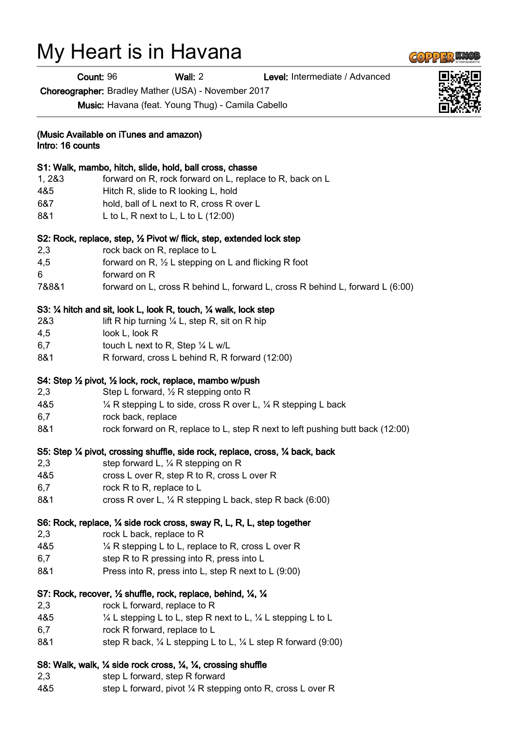# My Heart is in Havana

**Count:** 96 **Wall:** 2 **Level:** Intermediate / Advanced

**Choreographer:** Bradley Mather (USA) - November 2017

**Music:** Havana (feat. Young Thug) - Camila Cabello

**(Music Available on iTunes and amazon)**
**Intro: 16 counts**

**S1: Walk, mambo, hitch, slide, hold, ball cross, chasse**

| | |
|---|---|
| 1, 2&3 | forward on R, rock forward on L, replace to R, back on L |
| 4&5 | Hitch R, slide to R looking L, hold |
| 6&7 | hold, ball of L next to R, cross R over L |
| 8&1 | L to L, R next to L, L to L (12:00) |

**S2: Rock, replace, step, ½ Pivot w/ flick, step, extended lock step**

| | |
|---|---|
| 2,3 | rock back on R, replace to L |
| 4,5 | forward on R, ½ L stepping on L and flicking R foot |
| 6 | forward on R |
| 7&8&1 | forward on L, cross R behind L, forward L, cross R behind L, forward L (6:00) |

**S3: ¼ hitch and sit, look L, look R, touch, ¼ walk, lock step**

| | |
|---|---|
| 2&3 | lift R hip turning ¼ L, step R, sit on R hip |
| 4,5 | look L, look R |
| 6,7 | touch L next to R, Step ¼ L w/L |
| 8&1 | R forward, cross L behind R, R forward (12:00) |

**S4: Step ½ pivot, ½ lock, rock, replace, mambo w/push**

| | |
|---|---|
| 2,3 | Step L forward, ½ R stepping onto R |
| 4&5 | ¼ R stepping L to side, cross R over L, ¼ R stepping L back |
| 6,7 | rock back, replace |
| 8&1 | rock forward on R, replace to L, step R next to left pushing butt back (12:00) |

**S5: Step ¼ pivot, crossing shuffle, side rock, replace, cross, ¼ back, back**

| | |
|---|---|
| 2,3 | step forward L, ¼ R stepping on R |
| 4&5 | cross L over R, step R to R, cross L over R |
| 6,7 | rock R to R, replace to L |
| 8&1 | cross R over L, ¼ R stepping L back, step R back (6:00) |

**S6: Rock, replace, ¼ side rock cross, sway R, L, R, L, step together**

| | |
|---|---|
| 2,3 | rock L back, replace to R |
| 4&5 | ¼ R stepping L to L, replace to R, cross L over R |
| 6,7 | step R to R pressing into R, press into L |
| 8&1 | Press into R, press into L, step R next to L (9:00) |

**S7: Rock, recover, ½ shuffle, rock, replace, behind, ¼, ¼**

| | |
|---|---|
| 2,3 | rock L forward, replace to R |
| 4&5 | ¼ L stepping L to L, step R next to L, ¼ L stepping L to L |
| 6,7 | rock R forward, replace to L |
| 8&1 | step R back, ¼ L stepping L to L, ¼ L step R forward (9:00) |

**S8: Walk, walk, ¼ side rock cross, ¼, ¼, crossing shuffle**

| | |
|---|---|
| 2,3 | step L forward, step R forward |
| 4&5 | step L forward, pivot ¼ R stepping onto R, cross L over R |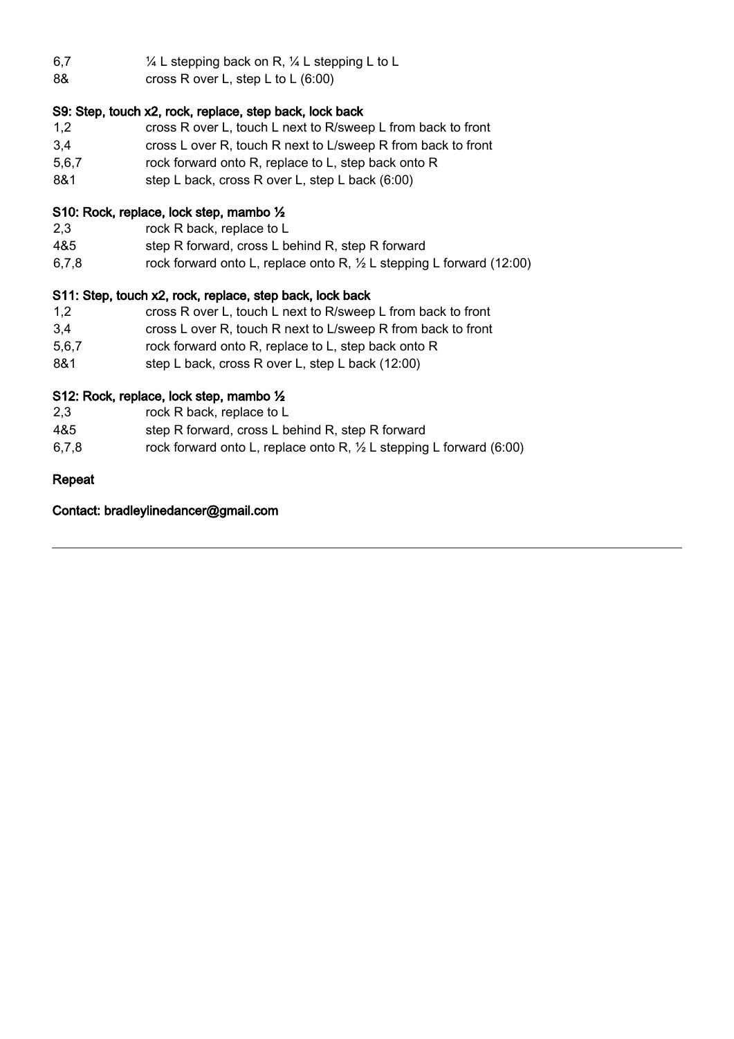| | |
|---|---|
| 6,7 | ¼ L stepping back on R, ¼ L stepping L to L |
| 8& | cross R over L, step L to L (6:00) |

**S9: Step, touch x2, rock, replace, step back, lock back**

| | |
|---|---|
| 1,2 | cross R over L, touch L next to R/sweep L from back to front |
| 3,4 | cross L over R, touch R next to L/sweep R from back to front |
| 5,6,7 | rock forward onto R, replace to L, step back onto R |
| 8&1 | step L back, cross R over L, step L back (6:00) |

**S10: Rock, replace, lock step, mambo ½**

| | |
|---|---|
| 2,3 | rock R back, replace to L |
| 4&5 | step R forward, cross L behind R, step R forward |
| 6,7,8 | rock forward onto L, replace onto R, ½ L stepping L forward (12:00) |

**S11: Step, touch x2, rock, replace, step back, lock back**

| | |
|---|---|
| 1,2 | cross R over L, touch L next to R/sweep L from back to front |
| 3,4 | cross L over R, touch R next to L/sweep R from back to front |
| 5,6,7 | rock forward onto R, replace to L, step back onto R |
| 8&1 | step L back, cross R over L, step L back (12:00) |

**S12: Rock, replace, lock step, mambo ½**

| | |
|---|---|
| 2,3 | rock R back, replace to L |
| 4&5 | step R forward, cross L behind R, step R forward |
| 6,7,8 | rock forward onto L, replace onto R, ½ L stepping L forward (6:00) |

**Repeat**

**Contact: bradleylinedancer@gmail.com**